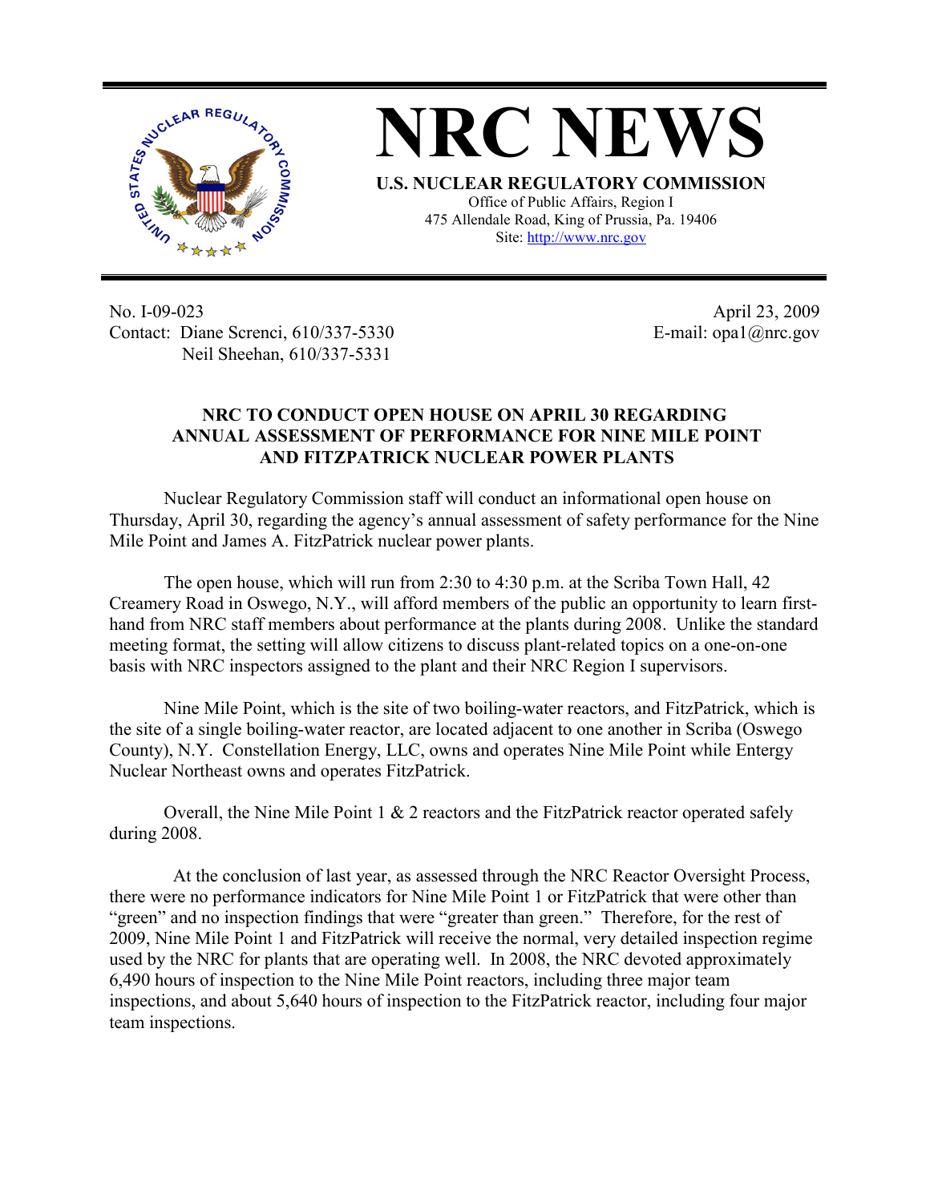# NRC NEWS

**U.S. NUCLEAR REGULATORY COMMISSION**

Office of Public Affairs, Region I
475 Allendale Road, King of Prussia, Pa. 19406
Site: http://www.nrc.gov

No. I-09-023
Contact: Diane Screnci, 610/337-5330
Neil Sheehan, 610/337-5331

April 23, 2009
E-mail: opa1@nrc.gov

## NRC TO CONDUCT OPEN HOUSE ON APRIL 30 REGARDING ANNUAL ASSESSMENT OF PERFORMANCE FOR NINE MILE POINT AND FITZPATRICK NUCLEAR POWER PLANTS

Nuclear Regulatory Commission staff will conduct an informational open house on Thursday, April 30, regarding the agency's annual assessment of safety performance for the Nine Mile Point and James A. FitzPatrick nuclear power plants.

The open house, which will run from 2:30 to 4:30 p.m. at the Scriba Town Hall, 42 Creamery Road in Oswego, N.Y., will afford members of the public an opportunity to learn first-hand from NRC staff members about performance at the plants during 2008. Unlike the standard meeting format, the setting will allow citizens to discuss plant-related topics on a one-on-one basis with NRC inspectors assigned to the plant and their NRC Region I supervisors.

Nine Mile Point, which is the site of two boiling-water reactors, and FitzPatrick, which is the site of a single boiling-water reactor, are located adjacent to one another in Scriba (Oswego County), N.Y. Constellation Energy, LLC, owns and operates Nine Mile Point while Entergy Nuclear Northeast owns and operates FitzPatrick.

Overall, the Nine Mile Point 1 & 2 reactors and the FitzPatrick reactor operated safely during 2008.

At the conclusion of last year, as assessed through the NRC Reactor Oversight Process, there were no performance indicators for Nine Mile Point 1 or FitzPatrick that were other than "green" and no inspection findings that were "greater than green." Therefore, for the rest of 2009, Nine Mile Point 1 and FitzPatrick will receive the normal, very detailed inspection regime used by the NRC for plants that are operating well. In 2008, the NRC devoted approximately 6,490 hours of inspection to the Nine Mile Point reactors, including three major team inspections, and about 5,640 hours of inspection to the FitzPatrick reactor, including four major team inspections.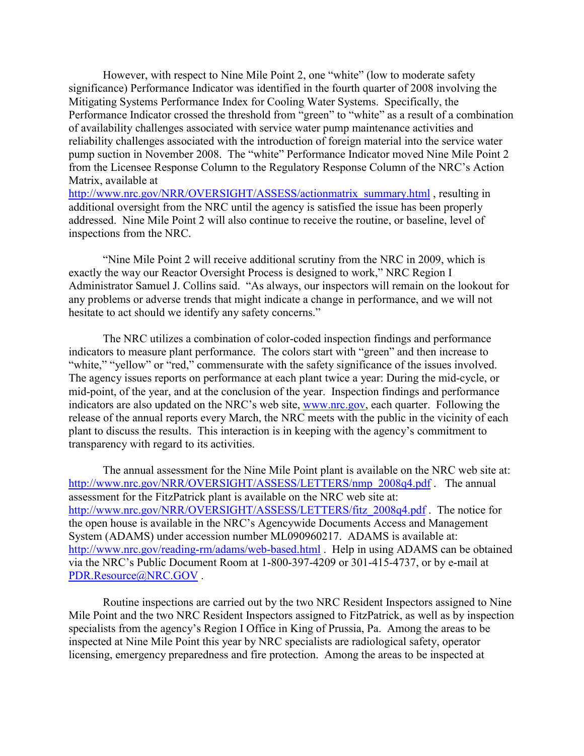However, with respect to Nine Mile Point 2, one "white" (low to moderate safety significance) Performance Indicator was identified in the fourth quarter of 2008 involving the Mitigating Systems Performance Index for Cooling Water Systems. Specifically, the Performance Indicator crossed the threshold from "green" to "white" as a result of a combination of availability challenges associated with service water pump maintenance activities and reliability challenges associated with the introduction of foreign material into the service water pump suction in November 2008. The "white" Performance Indicator moved Nine Mile Point 2 from the Licensee Response Column to the Regulatory Response Column of the NRC's Action Matrix, available at http://www.nrc.gov/NRR/OVERSIGHT/ASSESS/actionmatrix_summary.html , resulting in additional oversight from the NRC until the agency is satisfied the issue has been properly addressed. Nine Mile Point 2 will also continue to receive the routine, or baseline, level of inspections from the NRC.

"Nine Mile Point 2 will receive additional scrutiny from the NRC in 2009, which is exactly the way our Reactor Oversight Process is designed to work," NRC Region I Administrator Samuel J. Collins said. "As always, our inspectors will remain on the lookout for any problems or adverse trends that might indicate a change in performance, and we will not hesitate to act should we identify any safety concerns."

The NRC utilizes a combination of color-coded inspection findings and performance indicators to measure plant performance. The colors start with "green" and then increase to "white," "yellow" or "red," commensurate with the safety significance of the issues involved. The agency issues reports on performance at each plant twice a year: During the mid-cycle, or mid-point, of the year, and at the conclusion of the year. Inspection findings and performance indicators are also updated on the NRC's web site, www.nrc.gov, each quarter. Following the release of the annual reports every March, the NRC meets with the public in the vicinity of each plant to discuss the results. This interaction is in keeping with the agency's commitment to transparency with regard to its activities.

The annual assessment for the Nine Mile Point plant is available on the NRC web site at: http://www.nrc.gov/NRR/OVERSIGHT/ASSESS/LETTERS/nmp_2008q4.pdf . The annual assessment for the FitzPatrick plant is available on the NRC web site at: http://www.nrc.gov/NRR/OVERSIGHT/ASSESS/LETTERS/fitz_2008q4.pdf . The notice for the open house is available in the NRC's Agencywide Documents Access and Management System (ADAMS) under accession number ML090960217. ADAMS is available at: http://www.nrc.gov/reading-rm/adams/web-based.html . Help in using ADAMS can be obtained via the NRC's Public Document Room at 1-800-397-4209 or 301-415-4737, or by e-mail at PDR.Resource@NRC.GOV .

Routine inspections are carried out by the two NRC Resident Inspectors assigned to Nine Mile Point and the two NRC Resident Inspectors assigned to FitzPatrick, as well as by inspection specialists from the agency's Region I Office in King of Prussia, Pa. Among the areas to be inspected at Nine Mile Point this year by NRC specialists are radiological safety, operator licensing, emergency preparedness and fire protection. Among the areas to be inspected at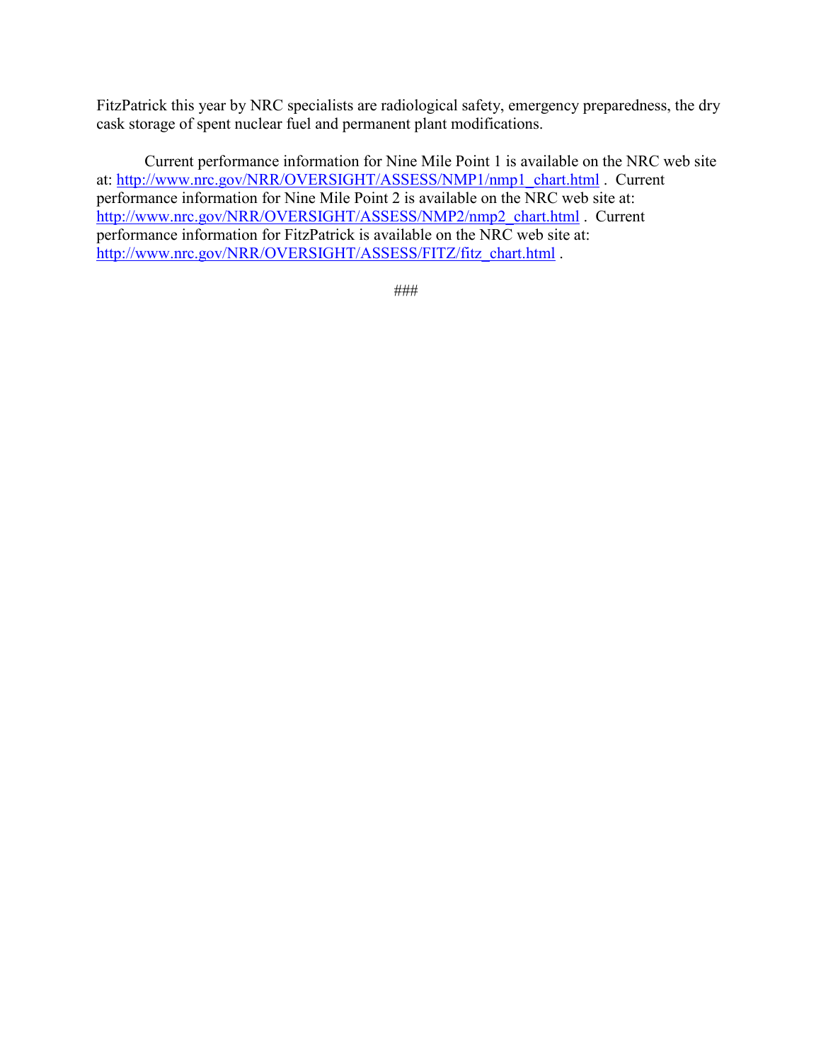FitzPatrick this year by NRC specialists are radiological safety, emergency preparedness, the dry cask storage of spent nuclear fuel and permanent plant modifications.

Current performance information for Nine Mile Point 1 is available on the NRC web site at: http://www.nrc.gov/NRR/OVERSIGHT/ASSESS/NMP1/nmp1_chart.html . Current performance information for Nine Mile Point 2 is available on the NRC web site at: http://www.nrc.gov/NRR/OVERSIGHT/ASSESS/NMP2/nmp2_chart.html . Current performance information for FitzPatrick is available on the NRC web site at: http://www.nrc.gov/NRR/OVERSIGHT/ASSESS/FITZ/fitz_chart.html .

###